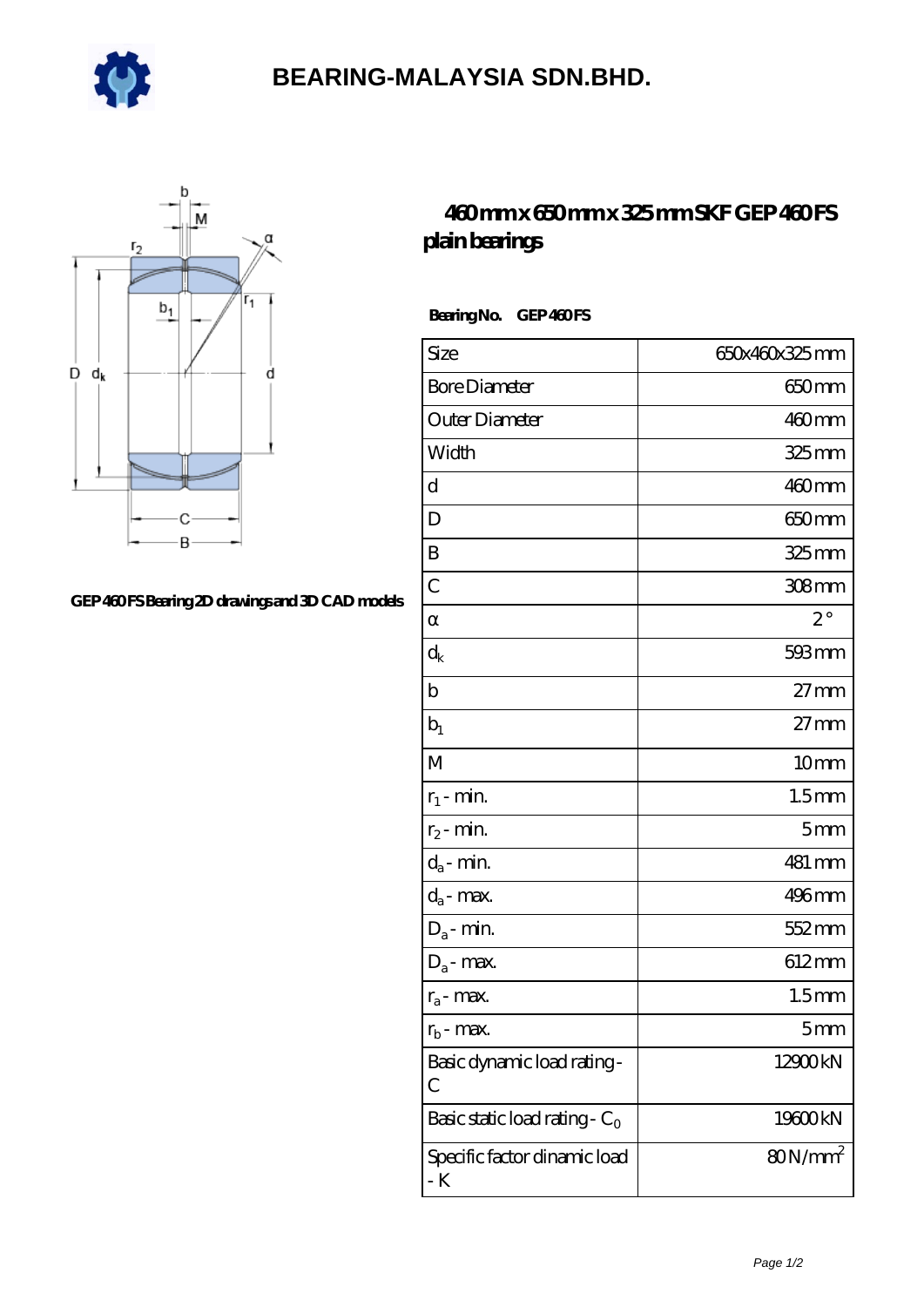# BEARING-MALAYSIA SDN.BHD.

GEP460FS Bearing 2D drawings and 3D CAD models

## 460mm x 650mm x 325mm SKF GEP460FS plain bearings

**Bearing No. GEP460FS**

| | |
|---|---|
| Size | 650x460x325 mm |
| Bore Diameter | 650 mm |
| Outer Diameter | 460 mm |
| Width | 325 mm |
| d | 460 mm |
| D | 650 mm |
| B | 325 mm |
| C | 308 mm |
| α | 2° |
| $d_k$ | 593 mm |
| b | 27 mm |
| $b_1$ | 27 mm |
| M | 10 mm |
| $r_1$ - min. | 1.5 mm |
| $r_2$ - min. | 5 mm |
| $d_a$ - min. | 481 mm |
| $d_a$ - max. | 496 mm |
| $D_a$ - min. | 552 mm |
| $D_a$ - max. | 612 mm |
| $r_a$ - max. | 1.5 mm |
| $r_b$ - max. | 5 mm |
| Basic dynamic load rating - C | 12900 kN |
| Basic static load rating - $C_0$ | 19600 kN |
| Specific factor dinamic load - K | 80 N/mm$^2$ |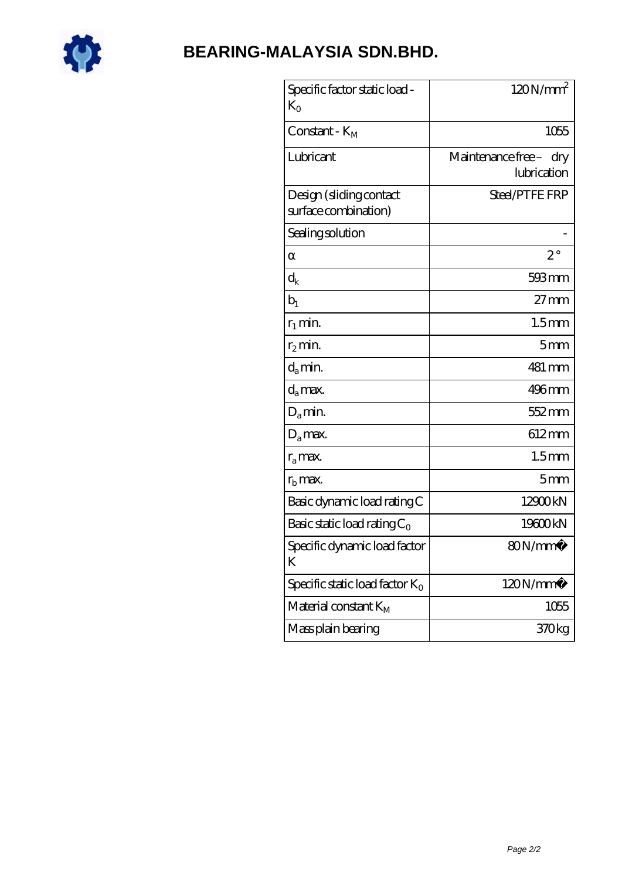# BEARING-MALAYSIA SDN.BHD.

| | |
|---|---|
| Specific factor static load - $K_0$ | 120 N/mm$^2$ |
| Constant - $K_M$ | 1055 |
| Lubricant | Maintenance free – dry lubrication |
| Design (sliding contact surface combination) | Steel/PTFE FRP |
| Sealing solution | - |
| α | 2 ° |
| $d_k$ | 593 mm |
| $b_1$ | 27 mm |
| $r_1$ min. | 1.5 mm |
| $r_2$ min. | 5 mm |
| $d_a$ min. | 481 mm |
| $d_a$ max. | 496 mm |
| $D_a$ min. | 552 mm |
| $D_a$ max. | 612 mm |
| $r_a$ max. | 1.5 mm |
| $r_b$ max. | 5 mm |
| Basic dynamic load rating C | 12900 kN |
| Basic static load rating $C_0$ | 19600 kN |
| Specific dynamic load factor K | 80 N/mm� |
| Specific static load factor $K_0$ | 120 N/mm� |
| Material constant $K_M$ | 1055 |
| Mass plain bearing | 370 kg |